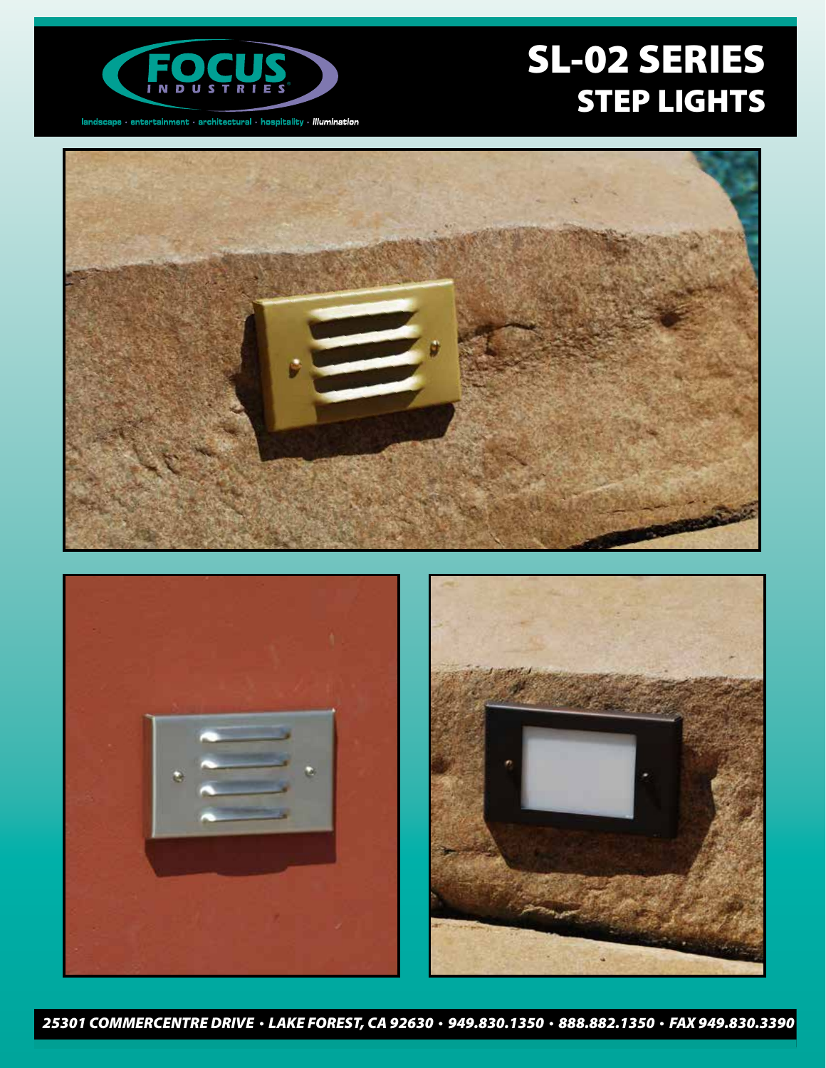FOCUS INDUSTRIES

landscape · entertainment · architectural · hospitality · *illumination*

# SL-02 SERIES
## STEP LIGHTS

***25301 COMMERCENTRE DRIVE • LAKE FOREST, CA 92630 • 949.830.1350 • 888.882.1350 • FAX 949.830.3390***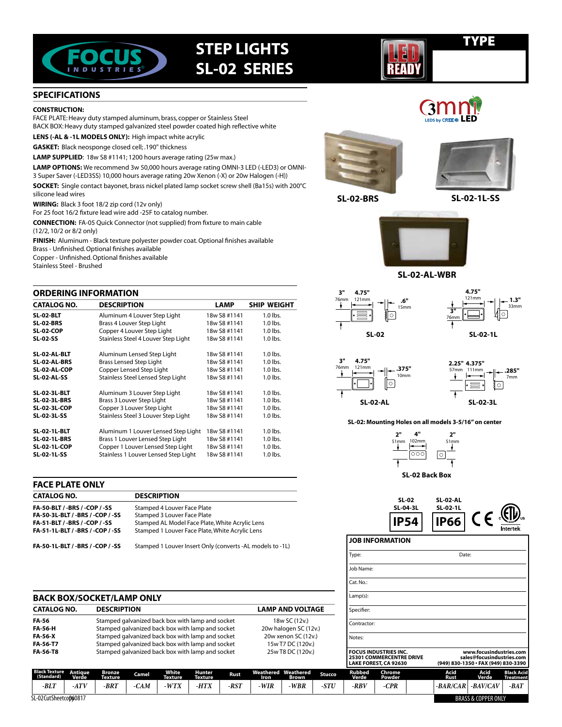# STEP LIGHTS SL-02 SERIES

TYPE

## SPECIFICATIONS

**CONSTRUCTION:**
FACE PLATE: Heavy duty stamped aluminum, brass, copper or Stainless Steel
BACK BOX: Heavy duty stamped galvanized steel powder coated high reflective white

**LENS (-AL & -1L MODELS ONLY):** High impact white acrylic

**GASKET:** Black neosponge closed cell; .190" thickness

**LAMP SUPPLIED**: 18w S8 #1141; 1200 hours average rating (25w max.)

**LAMP OPTIONS:** We recommend 3w 50,000 hours average rating OMNI-3 LED (-LED3) or OMNI-3 Super Saver (-LED3SS) 10,000 hours average rating 20w Xenon (-X) or 20w Halogen (-H))

**SOCKET:** Single contact bayonet, brass nickel plated lamp socket screw shell (Ba15s) with 200°C silicone lead wires

**WIRING:** Black 3 foot 18/2 zip cord (12v only)
For 25 foot 16/2 fixture lead wire add -25F to catalog number.

**CONNECTION:** FA-05 Quick Connector (not supplied) from fixture to main cable (12/2, 10/2 or 8/2 only)

**FINISH:** Aluminum - Black texture polyester powder coat. Optional finishes available
Brass - Unfinished. Optional finishes available
Copper - Unfinished. Optional finishes available
Stainless Steel - Brushed

SL-02-BRS

SL-02-1L-SS

SL-02-AL-WBR

## ORDERING INFORMATION

| CATALOG NO. | DESCRIPTION | LAMP | SHIP WEIGHT |
|---|---|---|---|
| SL-02-BLT | Aluminum 4 Louver Step Light | 18w S8 #1141 | 1.0 lbs. |
| SL-02-BRS | Brass 4 Louver Step Light | 18w S8 #1141 | 1.0 lbs. |
| SL-02-COP | Copper 4 Louver Step Light | 18w S8 #1141 | 1.0 lbs. |
| SL-02-SS | Stainless Steel 4 Louver Step Light | 18w S8 #1141 | 1.0 lbs. |
| SL-02-AL-BLT | Aluminum Lensed Step Light | 18w S8 #1141 | 1.0 lbs. |
| SL-02-AL-BRS | Brass Lensed Step Light | 18w S8 #1141 | 1.0 lbs. |
| SL-02-AL-COP | Copper Lensed Step Light | 18w S8 #1141 | 1.0 lbs. |
| SL-02-AL-SS | Stainless Steel Lensed Step Light | 18w S8 #1141 | 1.0 lbs. |
| SL-02-3L-BLT | Aluminum 3 Louver Step Light | 18w S8 #1141 | 1.0 lbs. |
| SL-02-3L-BRS | Brass 3 Louver Step Light | 18w S8 #1141 | 1.0 lbs. |
| SL-02-3L-COP | Copper 3 Louver Step Light | 18w S8 #1141 | 1.0 lbs. |
| SL-02-3L-SS | Stainless Steel 3 Louver Step Light | 18w S8 #1141 | 1.0 lbs. |
| SL-02-1L-BLT | Aluminum 1 Louver Lensed Step Light | 18w S8 #1141 | 1.0 lbs. |
| SL-02-1L-BRS | Brass 1 Louver Lensed Step Light | 18w S8 #1141 | 1.0 lbs. |
| SL-02-1L-COP | Copper 1 Louver Lensed Step Light | 18w S8 #1141 | 1.0 lbs. |
| SL-02-1L-SS | Stainless 1 Louver Lensed Step Light | 18w S8 #1141 | 1.0 lbs. |

SL-02: 3" (76mm) × 4.75" (121mm), .6" (15mm)
SL-02-1L: 3" (76mm) × 4.75" (121mm), 1.3" (33mm)
SL-02-AL: 3" (76mm) × 4.75" (121mm), .375" (10mm)
SL-02-3L: 2.25" (57mm) × 4.375" (111mm), .285" (7mm)

**SL-02: Mounting Holes on all models 3-5/16" on center**

SL-02 Back Box: 2" (51mm) × 4" (102mm), 2" (51mm)

## FACE PLATE ONLY

| CATALOG NO. | DESCRIPTION |
|---|---|
| FA-50-BLT / -BRS / -COP / -SS | Stamped 4 Louver Face Plate |
| FA-50-3L-BLT / -BRS / -COP / -SS | Stamped 3 Louver Face Plate |
| FA-51-BLT / -BRS / -COP / -SS | Stamped AL Model Face Plate, White Acrylic Lens |
| FA-51-1L-BLT / -BRS / -COP / -SS | Stamped 1 Louver Face Plate, White Acrylic Lens |
| FA-50-1L-BLT / -BRS / -COP / -SS | Stamped 1 Louver Insert Only (converts -AL models to -1L) |

| SL-02 / SL-04-3L | SL-02-AL / SL-02-1L |
|---|---|
| IP54 | IP66 |

## BACK BOX/SOCKET/LAMP ONLY

| CATALOG NO. | DESCRIPTION | LAMP AND VOLTAGE |
|---|---|---|
| FA-56 | Stamped galvanized back box with lamp and socket | 18w SC (12v.) |
| FA-56-H | Stamped galvanized back box with lamp and socket | 20w halogen SC (12v.) |
| FA-56-X | Stamped galvanized back box with lamp and socket | 20w xenon SC (12v.) |
| FA-56-T7 | Stamped galvanized back box with lamp and socket | 15w T7 DC (120v.) |
| FA-56-T8 | Stamped galvanized back box with lamp and socket | 25w T8 DC (120v.) |

## JOB INFORMATION

Type: Date:

Job Name:

Cat. No.:

Lamp(s):

Specifier:

Contractor:

Notes:

FOCUS INDUSTRIES INC.
25301 COMMERCENTRE DRIVE
LAKE FOREST, CA 92630
www.focusindustries.com
sales@focusindustries.com
(949) 830-1350 • FAX (949) 830-3390

| Black Texture (Standard) | Antique Verde | Bronze Texture | Camel | White Texture | Hunter Texture | Rust | Weathered Iron | Weathered Brown | Stucco | Rubbed Verde | Chrome Powder | | Acid Rust | Acid Verde | Black Acid Treatment |
|---|---|---|---|---|---|---|---|---|---|---|---|---|---|---|---|
| -BLT | -ATV | -BRT | -CAM | -WTX | -HTX | -RST | -WIR | -WBR | -STU | -RBV | -CPR | | -BAR/CAR | -BAV/CAV | -BAT |

BRASS & COPPER ONLY

SL-02CutSheetcop060817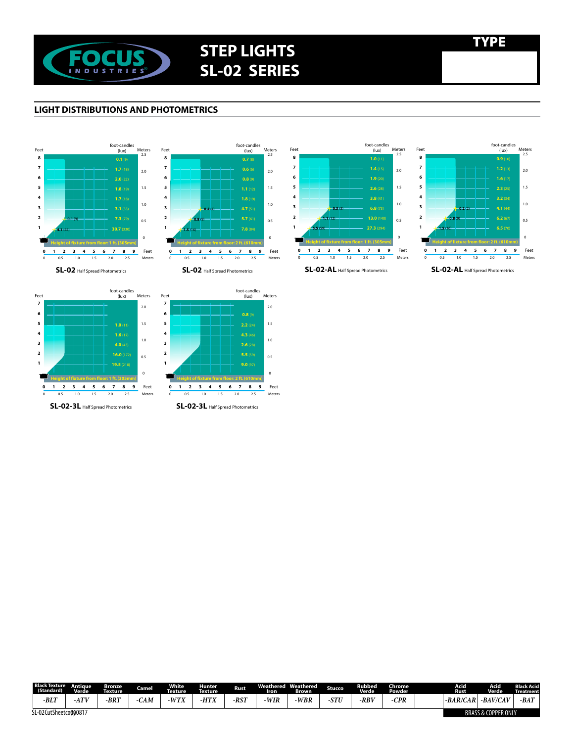# STEP LIGHTS SL-02 SERIES

TYPE

## LIGHT DISTRIBUTIONS AND PHOTOMETRICS

Feet
foot-candles (lux)
Meters
0.1 (9)
1.7 (18)
2.0 (22)
1.8 (19)
1.7 (18)
3.1 (33)
7.3 (79)
30.7 (330)
0.1 (9)
4.1 (44)
Height of fixture from floor: 1 ft. (305mm)

**SL-02** Half Spread Photometrics

Feet
foot-candles (lux)
Meters
0.7 (8)
0.6 (6)
0.8 (9)
1.1 (12)
1.8 (19)
4.7 (51)
5.7 (61)
7.8 (84)
0.4 (4)
0.8 (9)
1.5 (16)
Height of fixture from floor: 2 ft. (610mm)

**SL-02** Half Spread Photometrics

Feet
foot-candles (lux)
Meters
1.0 (11)
1.4 (15)
1.9 (20)
2.6 (28)
3.8 (41)
6.8 (73)
13.0 (140)
27.3 (294)
0.3 (3)
1.1 (12)
5.5 (59)
Height of fixture from floor: 1 ft. (305mm)

**SL-02-AL** Half Spread Photometrics

Feet
foot-candles (lux)
Meters
0.9 (10)
1.2 (13)
1.6 (17)
2.3 (25)
3.2 (34)
4.1 (44)
6.2 (67)
6.5 (70)
0.2 (2)
0.8 (9)
1.5 (16)
Height of fixture from floor: 2 ft. (610mm)

**SL-02-AL** Half Spread Photometrics

Feet
foot-candles (lux)
Meters
1.0 (11)
1.6 (17)
4.0 (43)
16.0 (172)
19.5 (210)
Height of fixture from floor: 1 ft. (305mm)

**SL-02-3L** Half Spread Photometrics

Feet
foot-candles (lux)
Meters
0.8 (9)
2.2 (24)
4.3 (46)
2.6 (28)
5.5 (59)
9.0 (97)
Height of fixture from floor: 2 ft. (610mm)

**SL-02-3L** Half Spread Photometrics

| Black Texture (Standard) | Antique Verde | Bronze Texture | Camel | White Texture | Hunter Texture | Rust | Weathered Iron | Weathered Brown | Stucco | Rubbed Verde | Chrome Powder | | Acid Rust | Acid Verde | Black Acid Treatment |
|---|---|---|---|---|---|---|---|---|---|---|---|---|---|---|---|
| -BLT | -ATV | -BRT | -CAM | -WTX | -HTX | -RST | -WIR | -WBR | -STU | -RBV | -CPR | | -BAR/CAR | -BAV/CAV | -BAT |

BRASS & COPPER ONLY

SL-02CutSheetcopy060817